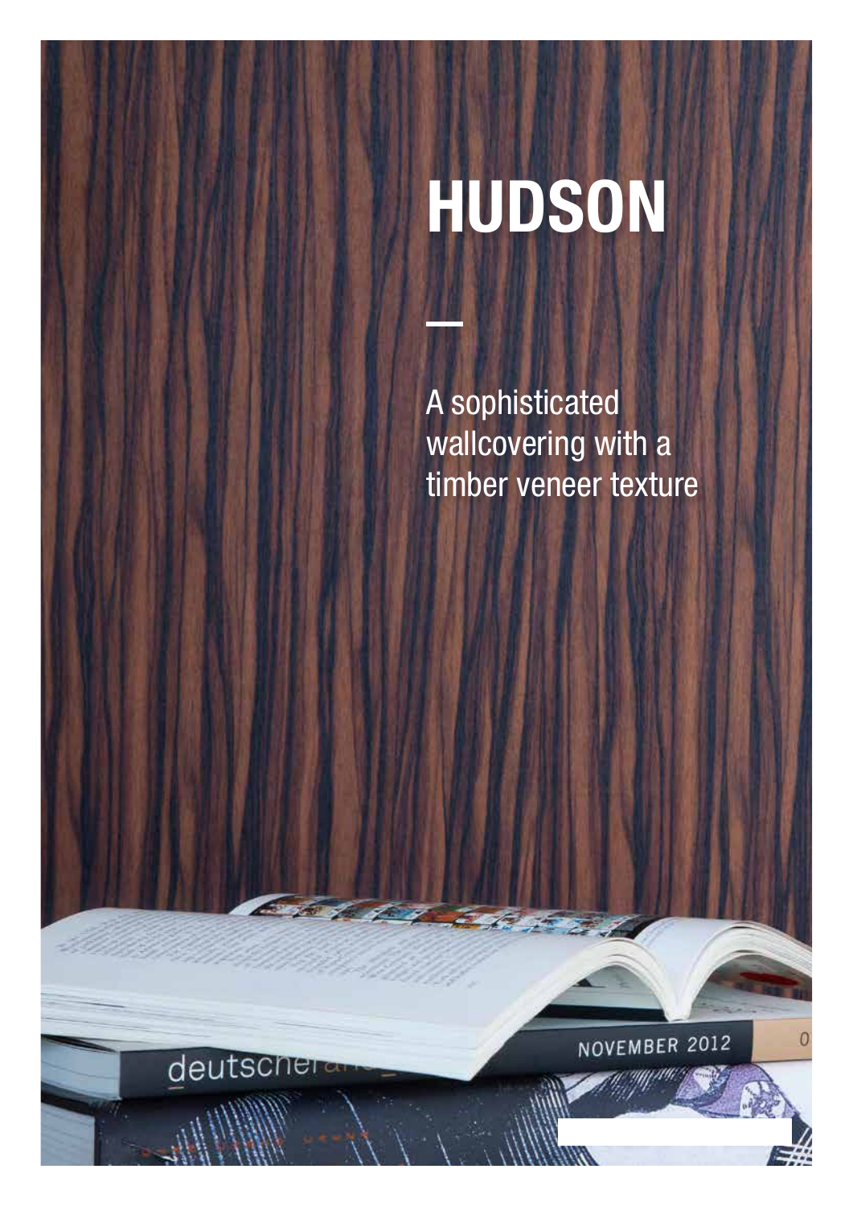# HUDSON

A sophisticated wallcovering with a timber veneer texture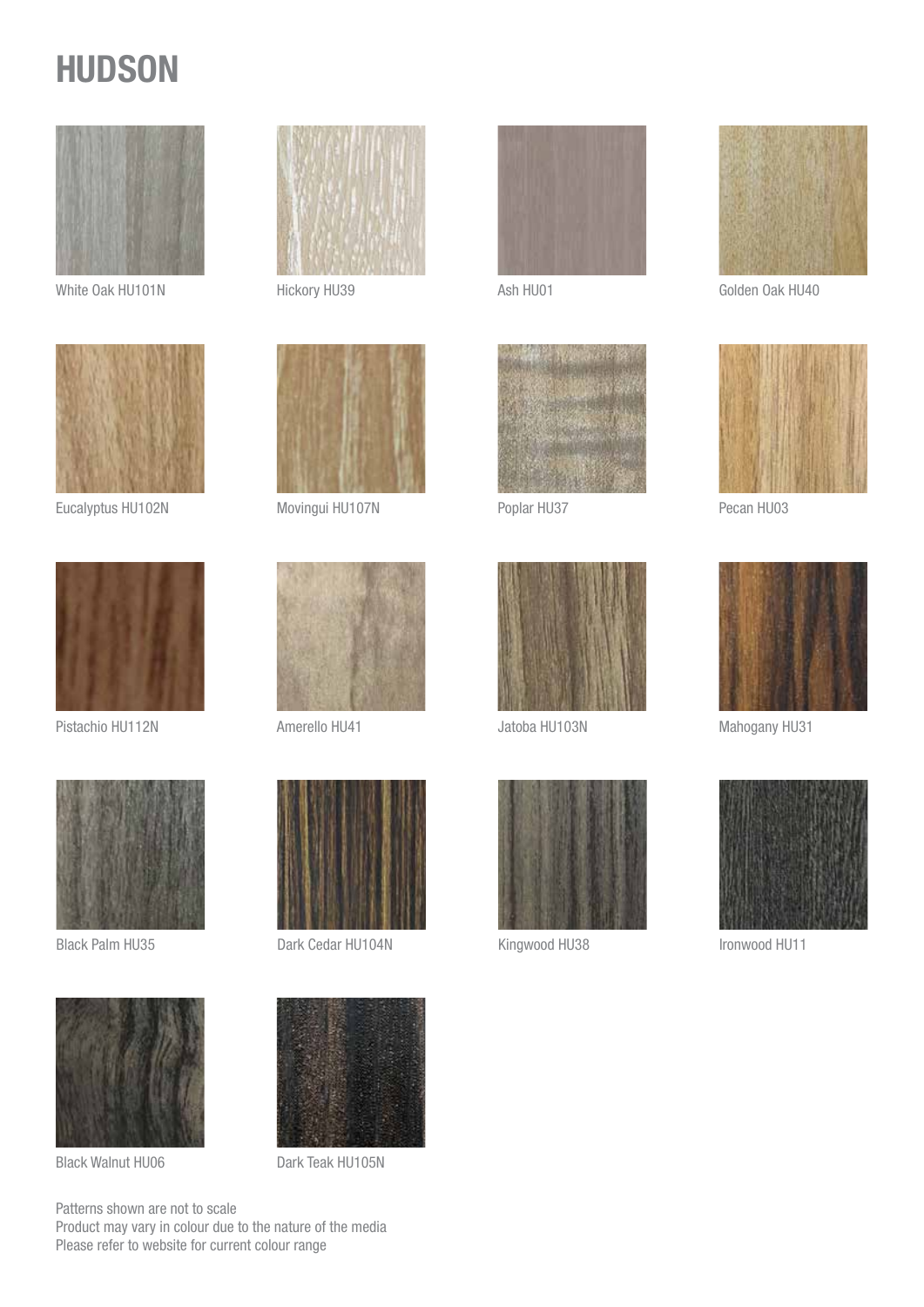# HUDSON

White Oak HU101N

Hickory HU39

Ash HU01

Golden Oak HU40

Eucalyptus HU102N

Movingui HU107N

Poplar HU37

Pecan HU03

Pistachio HU112N

Amerello HU41

Jatoba HU103N

Mahogany HU31

Black Palm HU35

Dark Cedar HU104N

Kingwood HU38

Ironwood HU11

Black Walnut HU06

Dark Teak HU105N

Patterns shown are not to scale
Product may vary in colour due to the nature of the media
Please refer to website for current colour range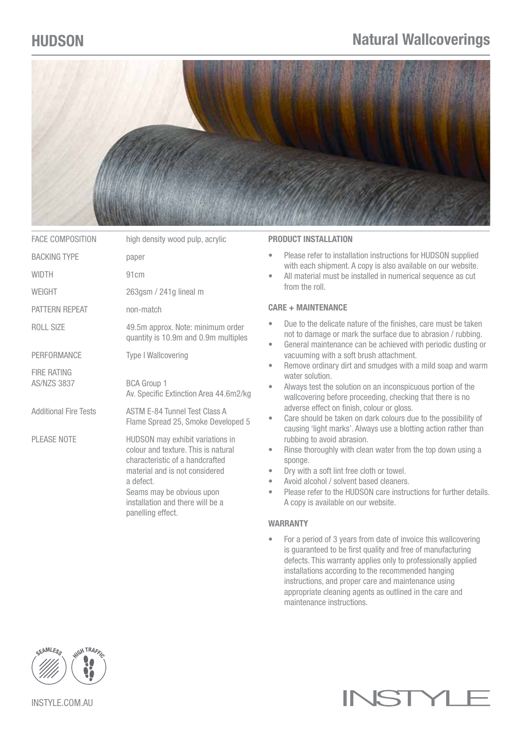# HUDSON

## Natural Wallcoverings

| | |
|---|---|
| FACE COMPOSITION | high density wood pulp, acrylic |
| BACKING TYPE | paper |
| WIDTH | 91cm |
| WEIGHT | 263gsm / 241g lineal m |
| PATTERN REPEAT | non-match |
| ROLL SIZE | 49.5m approx. Note: minimum order quantity is 10.9m and 0.9m multiples |
| PERFORMANCE | Type I Wallcovering |
| FIRE RATING AS/NZS 3837 | BCA Group 1<br>Av. Specific Extinction Area 44.6m2/kg |
| Additional Fire Tests | ASTM E-84 Tunnel Test Class A<br>Flame Spread 25, Smoke Developed 5 |
| PLEASE NOTE | HUDSON may exhibit variations in colour and texture. This is natural characteristic of a handcrafted material and is not considered a defect.<br>Seams may be obvious upon installation and there will be a panelling effect. |

### PRODUCT INSTALLATION

- Please refer to installation instructions for HUDSON supplied with each shipment. A copy is also available on our website.
- All material must be installed in numerical sequence as cut from the roll.

### CARE + MAINTENANCE

- Due to the delicate nature of the finishes, care must be taken not to damage or mark the surface due to abrasion / rubbing.
- General maintenance can be achieved with periodic dusting or vacuuming with a soft brush attachment.
- Remove ordinary dirt and smudges with a mild soap and warm water solution.
- Always test the solution on an inconspicuous portion of the wallcovering before proceeding, checking that there is no adverse effect on finish, colour or gloss.
- Care should be taken on dark colours due to the possibility of causing 'light marks'. Always use a blotting action rather than rubbing to avoid abrasion.
- Rinse thoroughly with clean water from the top down using a sponge.
- Dry with a soft lint free cloth or towel.
- Avoid alcohol / solvent based cleaners.
- Please refer to the HUDSON care instructions for further details. A copy is available on our website.

### WARRANTY

- For a period of 3 years from date of invoice this wallcovering is guaranteed to be first quality and free of manufacturing defects. This warranty applies only to professionally applied installations according to the recommended hanging instructions, and proper care and maintenance using appropriate cleaning agents as outlined in the care and maintenance instructions.

SEAMLESS HIGH TRAFFIC

INSTYLE.COM.AU

INSTYLE